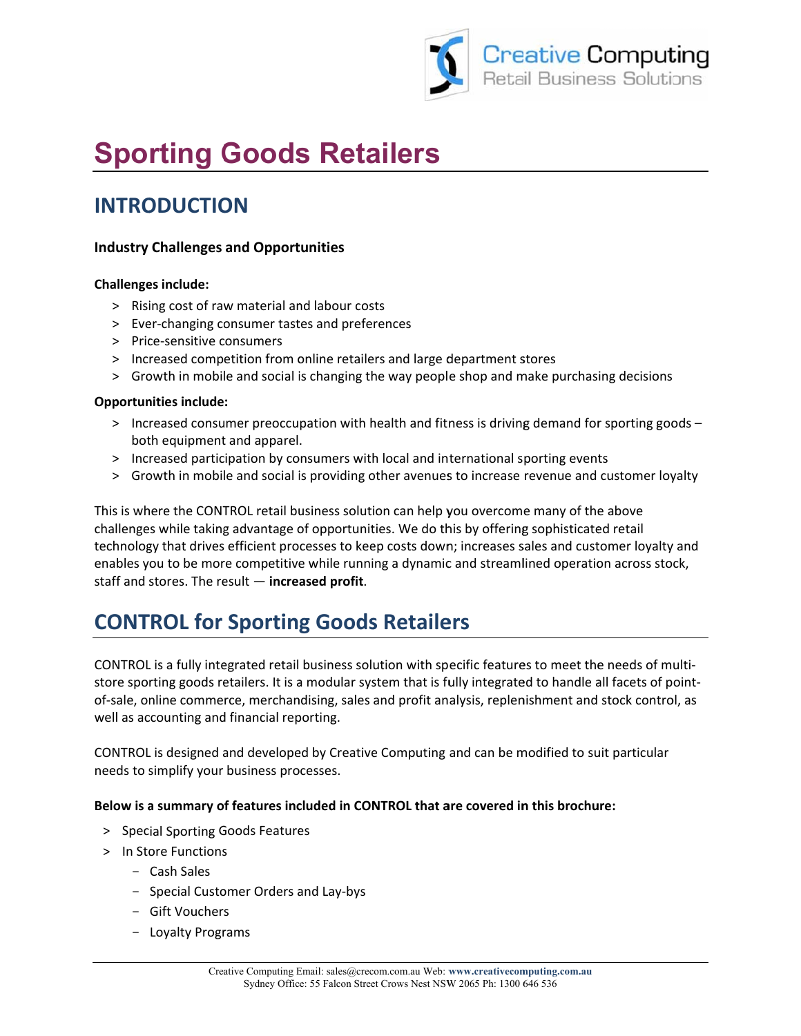# Sporting Goods Retailers

## INTRODUCTION

**Industry Challenges and Opportunities**

**Challenges include:**

- Rising cost of raw material and labour costs
- Ever-changing consumer tastes and preferences
- Price-sensitive consumers
- Increased competition from online retailers and large department stores
- Growth in mobile and social is changing the way people shop and make purchasing decisions

**Opportunities include:**

- Increased consumer preoccupation with health and fitness is driving demand for sporting goods – both equipment and apparel.
- Increased participation by consumers with local and international sporting events
- Growth in mobile and social is providing other avenues to increase revenue and customer loyalty

This is where the CONTROL retail business solution can help you overcome many of the above challenges while taking advantage of opportunities. We do this by offering sophisticated retail technology that drives efficient processes to keep costs down; increases sales and customer loyalty and enables you to be more competitive while running a dynamic and streamlined operation across stock, staff and stores. The result — **increased profit**.

## CONTROL for Sporting Goods Retailers

CONTROL is a fully integrated retail business solution with specific features to meet the needs of multi-store sporting goods retailers. It is a modular system that is fully integrated to handle all facets of point-of-sale, online commerce, merchandising, sales and profit analysis, replenishment and stock control, as well as accounting and financial reporting.

CONTROL is designed and developed by Creative Computing and can be modified to suit particular needs to simplify your business processes.

**Below is a summary of features included in CONTROL that are covered in this brochure:**

- Special Sporting Goods Features
- In Store Functions
  - Cash Sales
  - Special Customer Orders and Lay-bys
  - Gift Vouchers
  - Loyalty Programs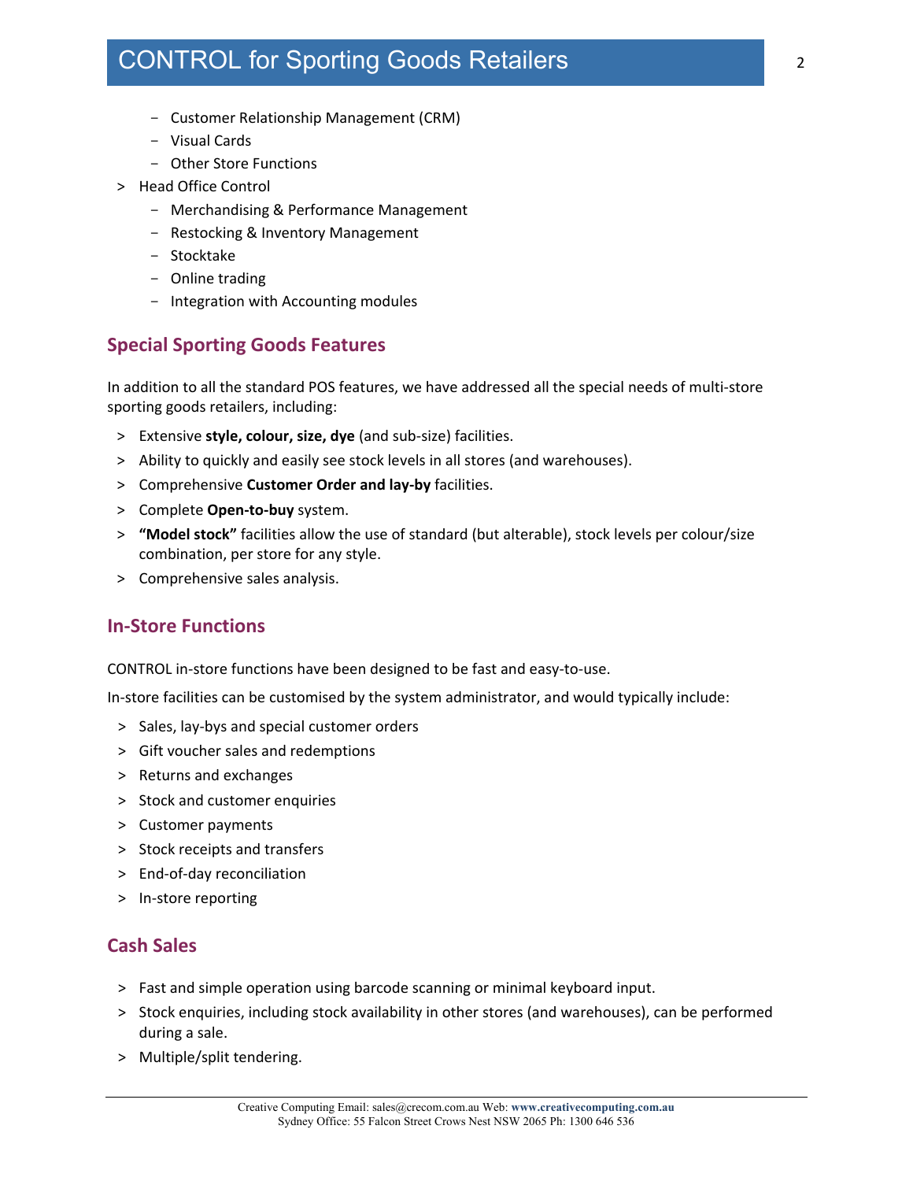- Customer Relationship Management (CRM)
  - Visual Cards
  - Other Store Functions
- Head Office Control
  - Merchandising & Performance Management
  - Restocking & Inventory Management
  - Stocktake
  - Online trading
  - Integration with Accounting modules

## Special Sporting Goods Features

In addition to all the standard POS features, we have addressed all the special needs of multi-store sporting goods retailers, including:

- Extensive **style, colour, size, dye** (and sub-size) facilities.
- Ability to quickly and easily see stock levels in all stores (and warehouses).
- Comprehensive **Customer Order and lay-by** facilities.
- Complete **Open-to-buy** system.
- **"Model stock"** facilities allow the use of standard (but alterable), stock levels per colour/size combination, per store for any style.
- Comprehensive sales analysis.

## In-Store Functions

CONTROL in-store functions have been designed to be fast and easy-to-use.

In-store facilities can be customised by the system administrator, and would typically include:

- Sales, lay-bys and special customer orders
- Gift voucher sales and redemptions
- Returns and exchanges
- Stock and customer enquiries
- Customer payments
- Stock receipts and transfers
- End-of-day reconciliation
- In-store reporting

## Cash Sales

- Fast and simple operation using barcode scanning or minimal keyboard input.
- Stock enquiries, including stock availability in other stores (and warehouses), can be performed during a sale.
- Multiple/split tendering.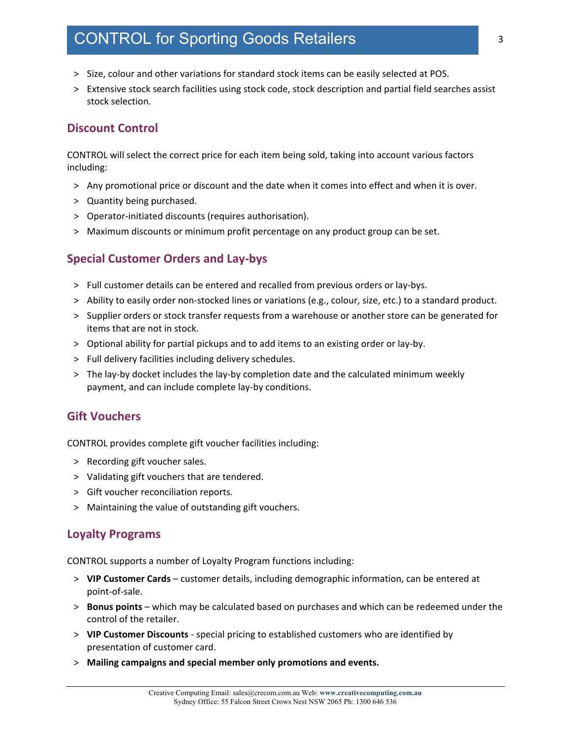- Size, colour and other variations for standard stock items can be easily selected at POS.
- Extensive stock search facilities using stock code, stock description and partial field searches assist stock selection.

## Discount Control

CONTROL will select the correct price for each item being sold, taking into account various factors including:

- Any promotional price or discount and the date when it comes into effect and when it is over.
- Quantity being purchased.
- Operator-initiated discounts (requires authorisation).
- Maximum discounts or minimum profit percentage on any product group can be set.

## Special Customer Orders and Lay-bys

- Full customer details can be entered and recalled from previous orders or lay-bys.
- Ability to easily order non-stocked lines or variations (e.g., colour, size, etc.) to a standard product.
- Supplier orders or stock transfer requests from a warehouse or another store can be generated for items that are not in stock.
- Optional ability for partial pickups and to add items to an existing order or lay-by.
- Full delivery facilities including delivery schedules.
- The lay-by docket includes the lay-by completion date and the calculated minimum weekly payment, and can include complete lay-by conditions.

## Gift Vouchers

CONTROL provides complete gift voucher facilities including:

- Recording gift voucher sales.
- Validating gift vouchers that are tendered.
- Gift voucher reconciliation reports.
- Maintaining the value of outstanding gift vouchers.

## Loyalty Programs

CONTROL supports a number of Loyalty Program functions including:

- **VIP Customer Cards** – customer details, including demographic information, can be entered at point-of-sale.
- **Bonus points** – which may be calculated based on purchases and which can be redeemed under the control of the retailer.
- **VIP Customer Discounts** - special pricing to established customers who are identified by presentation of customer card.
- **Mailing campaigns and special member only promotions and events.**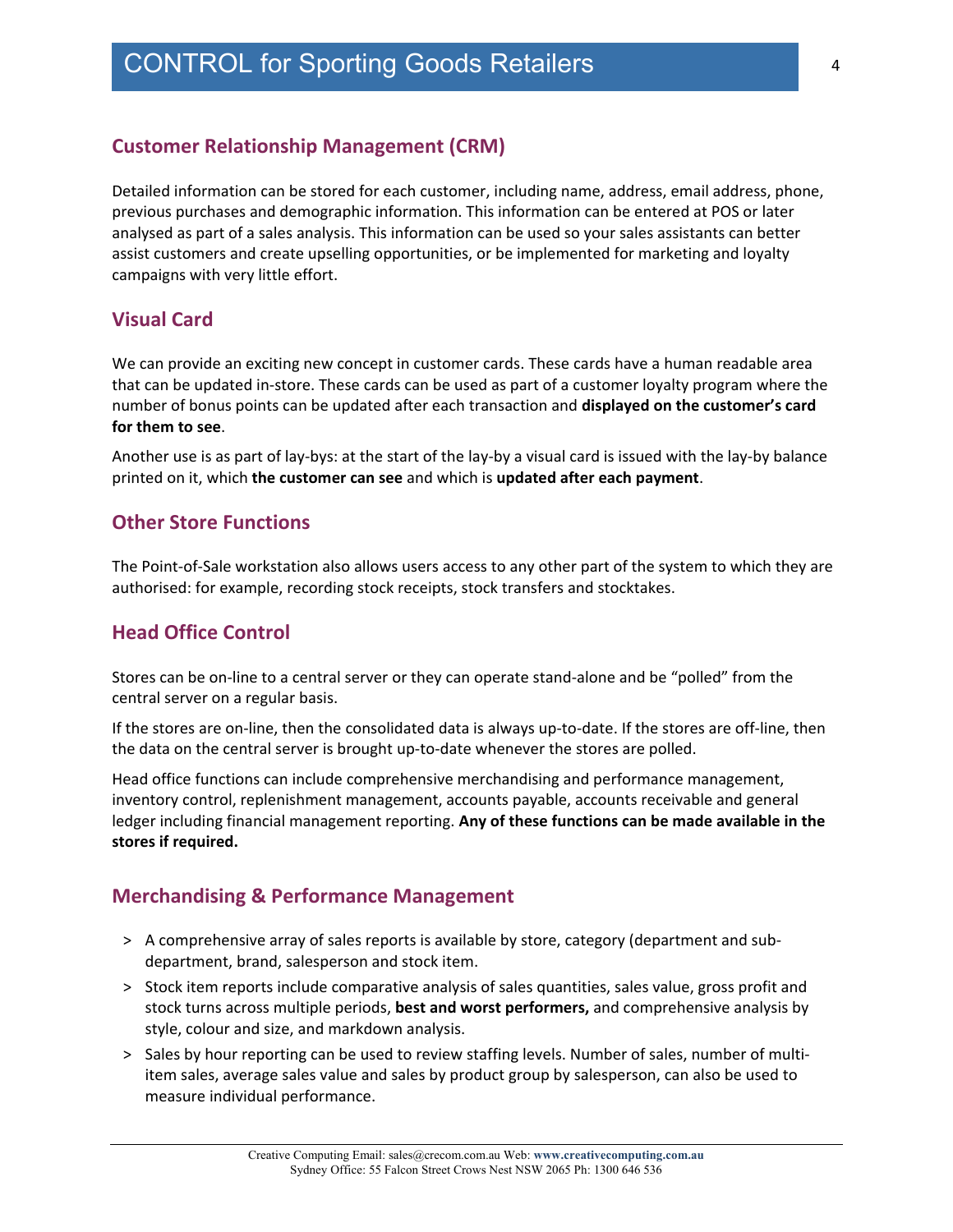## Customer Relationship Management (CRM)

Detailed information can be stored for each customer, including name, address, email address, phone, previous purchases and demographic information. This information can be entered at POS or later analysed as part of a sales analysis. This information can be used so your sales assistants can better assist customers and create upselling opportunities, or be implemented for marketing and loyalty campaigns with very little effort.

## Visual Card

We can provide an exciting new concept in customer cards. These cards have a human readable area that can be updated in-store. These cards can be used as part of a customer loyalty program where the number of bonus points can be updated after each transaction and **displayed on the customer's card for them to see**.

Another use is as part of lay-bys: at the start of the lay-by a visual card is issued with the lay-by balance printed on it, which **the customer can see** and which is **updated after each payment**.

## Other Store Functions

The Point-of-Sale workstation also allows users access to any other part of the system to which they are authorised: for example, recording stock receipts, stock transfers and stocktakes.

## Head Office Control

Stores can be on-line to a central server or they can operate stand-alone and be "polled" from the central server on a regular basis.

If the stores are on-line, then the consolidated data is always up-to-date. If the stores are off-line, then the data on the central server is brought up-to-date whenever the stores are polled.

Head office functions can include comprehensive merchandising and performance management, inventory control, replenishment management, accounts payable, accounts receivable and general ledger including financial management reporting. **Any of these functions can be made available in the stores if required.**

## Merchandising & Performance Management

- A comprehensive array of sales reports is available by store, category (department and sub-department, brand, salesperson and stock item.
- Stock item reports include comparative analysis of sales quantities, sales value, gross profit and stock turns across multiple periods, **best and worst performers,** and comprehensive analysis by style, colour and size, and markdown analysis.
- Sales by hour reporting can be used to review staffing levels. Number of sales, number of multi-item sales, average sales value and sales by product group by salesperson, can also be used to measure individual performance.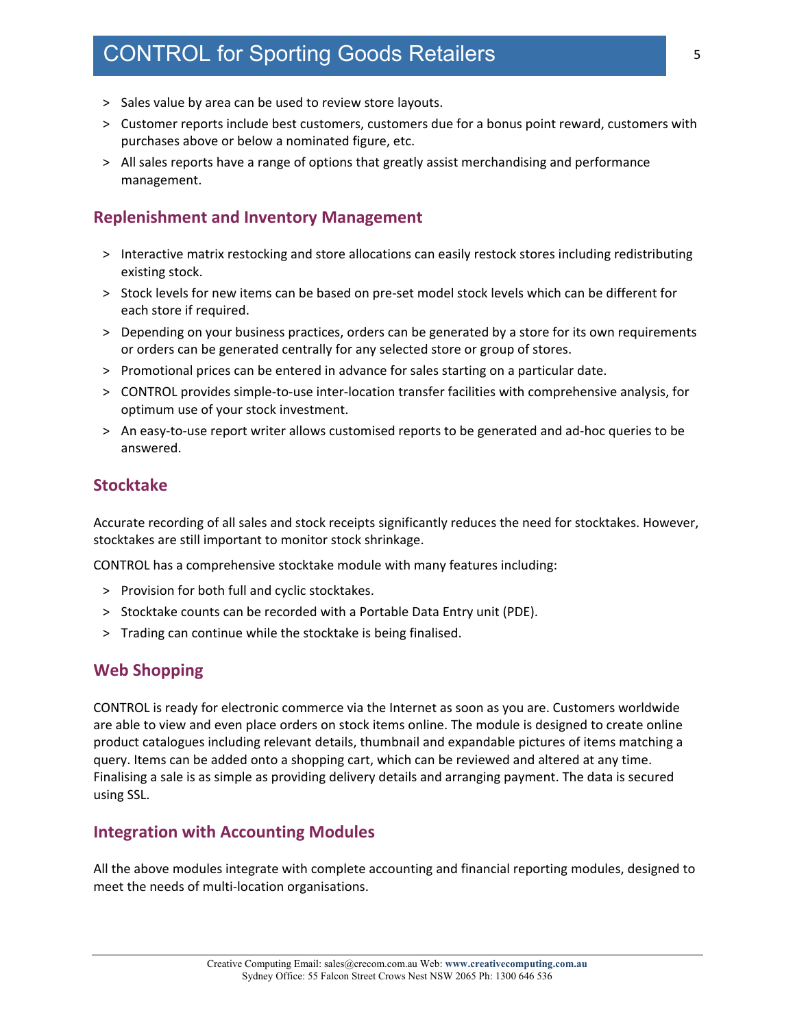- Sales value by area can be used to review store layouts.
- Customer reports include best customers, customers due for a bonus point reward, customers with purchases above or below a nominated figure, etc.
- All sales reports have a range of options that greatly assist merchandising and performance management.

## Replenishment and Inventory Management

- Interactive matrix restocking and store allocations can easily restock stores including redistributing existing stock.
- Stock levels for new items can be based on pre-set model stock levels which can be different for each store if required.
- Depending on your business practices, orders can be generated by a store for its own requirements or orders can be generated centrally for any selected store or group of stores.
- Promotional prices can be entered in advance for sales starting on a particular date.
- CONTROL provides simple-to-use inter-location transfer facilities with comprehensive analysis, for optimum use of your stock investment.
- An easy-to-use report writer allows customised reports to be generated and ad-hoc queries to be answered.

## Stocktake

Accurate recording of all sales and stock receipts significantly reduces the need for stocktakes. However, stocktakes are still important to monitor stock shrinkage.

CONTROL has a comprehensive stocktake module with many features including:

- Provision for both full and cyclic stocktakes.
- Stocktake counts can be recorded with a Portable Data Entry unit (PDE).
- Trading can continue while the stocktake is being finalised.

## Web Shopping

CONTROL is ready for electronic commerce via the Internet as soon as you are. Customers worldwide are able to view and even place orders on stock items online. The module is designed to create online product catalogues including relevant details, thumbnail and expandable pictures of items matching a query. Items can be added onto a shopping cart, which can be reviewed and altered at any time. Finalising a sale is as simple as providing delivery details and arranging payment. The data is secured using SSL.

## Integration with Accounting Modules

All the above modules integrate with complete accounting and financial reporting modules, designed to meet the needs of multi-location organisations.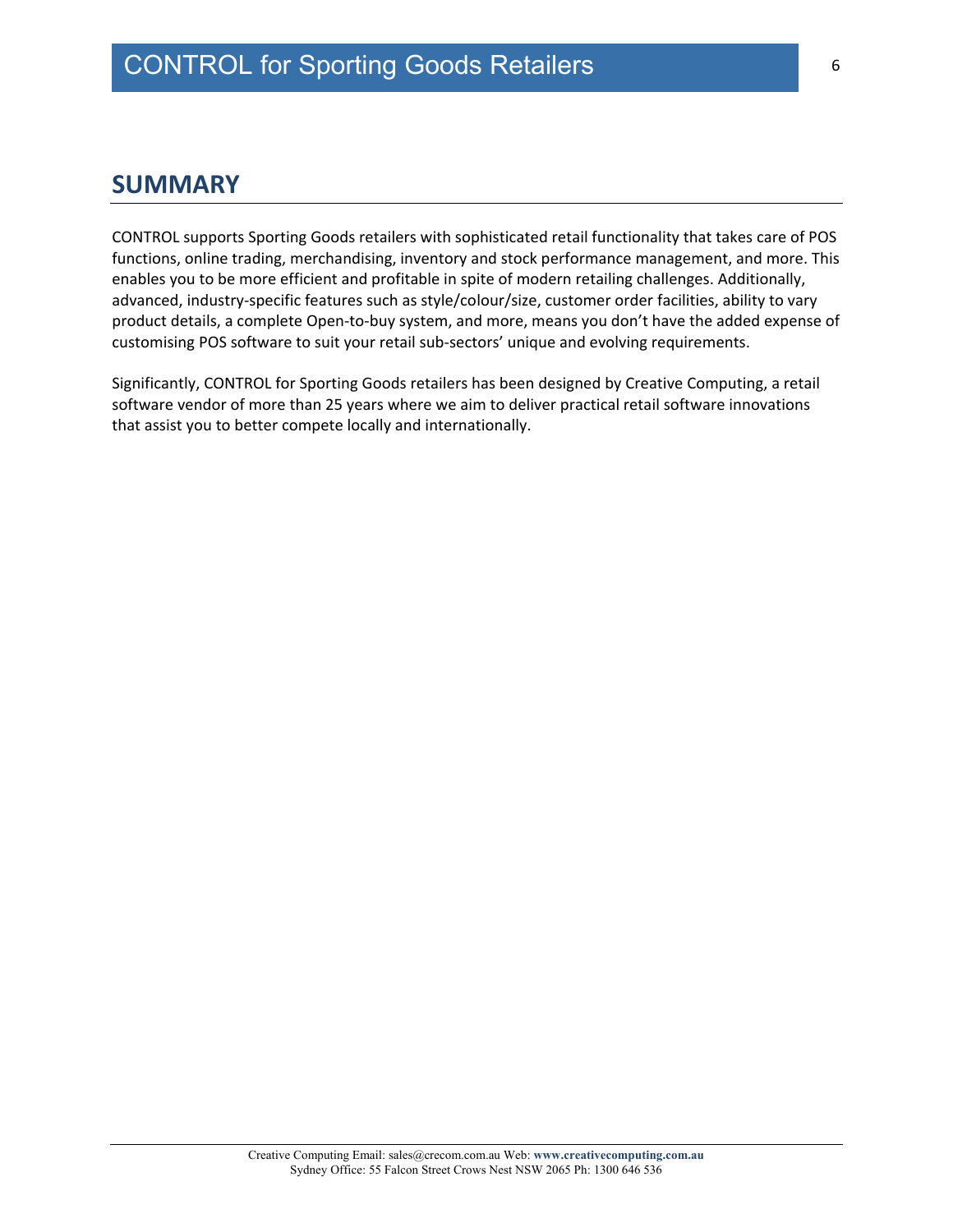## SUMMARY

CONTROL supports Sporting Goods retailers with sophisticated retail functionality that takes care of POS functions, online trading, merchandising, inventory and stock performance management, and more. This enables you to be more efficient and profitable in spite of modern retailing challenges. Additionally, advanced, industry-specific features such as style/colour/size, customer order facilities, ability to vary product details, a complete Open-to-buy system, and more, means you don't have the added expense of customising POS software to suit your retail sub-sectors' unique and evolving requirements.

Significantly, CONTROL for Sporting Goods retailers has been designed by Creative Computing, a retail software vendor of more than 25 years where we aim to deliver practical retail software innovations that assist you to better compete locally and internationally.